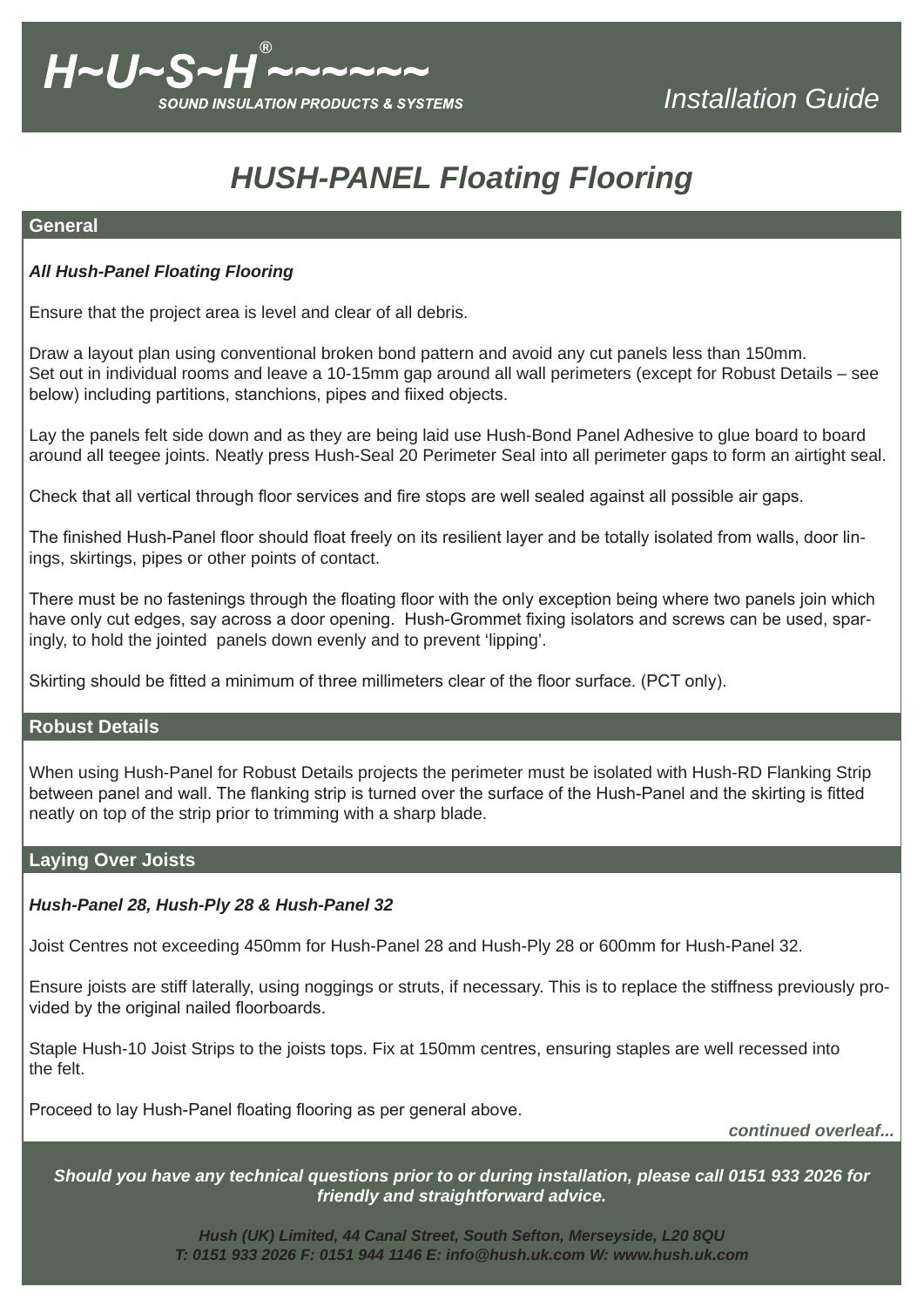H~U~S~H® ~~~~~~

SOUND INSULATION PRODUCTS & SYSTEMS

*Installation Guide*

# *HUSH-PANEL Floating Flooring*

## General

***All Hush-Panel Floating Flooring***

Ensure that the project area is level and clear of all debris.

Draw a layout plan using conventional broken bond pattern and avoid any cut panels less than 150mm.
Set out in individual rooms and leave a 10-15mm gap around all wall perimeters (except for Robust Details – see below) including partitions, stanchions, pipes and fiixed objects.

Lay the panels felt side down and as they are being laid use Hush-Bond Panel Adhesive to glue board to board around all teegee joints. Neatly press Hush-Seal 20 Perimeter Seal into all perimeter gaps to form an airtight seal.

Check that all vertical through floor services and fire stops are well sealed against all possible air gaps.

The finished Hush-Panel floor should float freely on its resilient layer and be totally isolated from walls, door linings, skirtings, pipes or other points of contact.

There must be no fastenings through the floating floor with the only exception being where two panels join which have only cut edges, say across a door opening. Hush-Grommet fixing isolators and screws can be used, sparingly, to hold the jointed panels down evenly and to prevent 'lipping'.

Skirting should be fitted a minimum of three millimeters clear of the floor surface. (PCT only).

## Robust Details

When using Hush-Panel for Robust Details projects the perimeter must be isolated with Hush-RD Flanking Strip between panel and wall. The flanking strip is turned over the surface of the Hush-Panel and the skirting is fitted neatly on top of the strip prior to trimming with a sharp blade.

## Laying Over Joists

***Hush-Panel 28, Hush-Ply 28 & Hush-Panel 32***

Joist Centres not exceeding 450mm for Hush-Panel 28 and Hush-Ply 28 or 600mm for Hush-Panel 32.

Ensure joists are stiff laterally, using noggings or struts, if necessary. This is to replace the stiffness previously provided by the original nailed floorboards.

Staple Hush-10 Joist Strips to the joists tops. Fix at 150mm centres, ensuring staples are well recessed into the felt.

Proceed to lay Hush-Panel floating flooring as per general above.

***continued overleaf...***

***Should you have any technical questions prior to or during installation, please call 0151 933 2026 for friendly and straightforward advice.***

***Hush (UK) Limited, 44 Canal Street, South Sefton, Merseyside, L20 8QU***
***T: 0151 933 2026 F: 0151 944 1146 E: info@hush.uk.com W: www.hush.uk.com***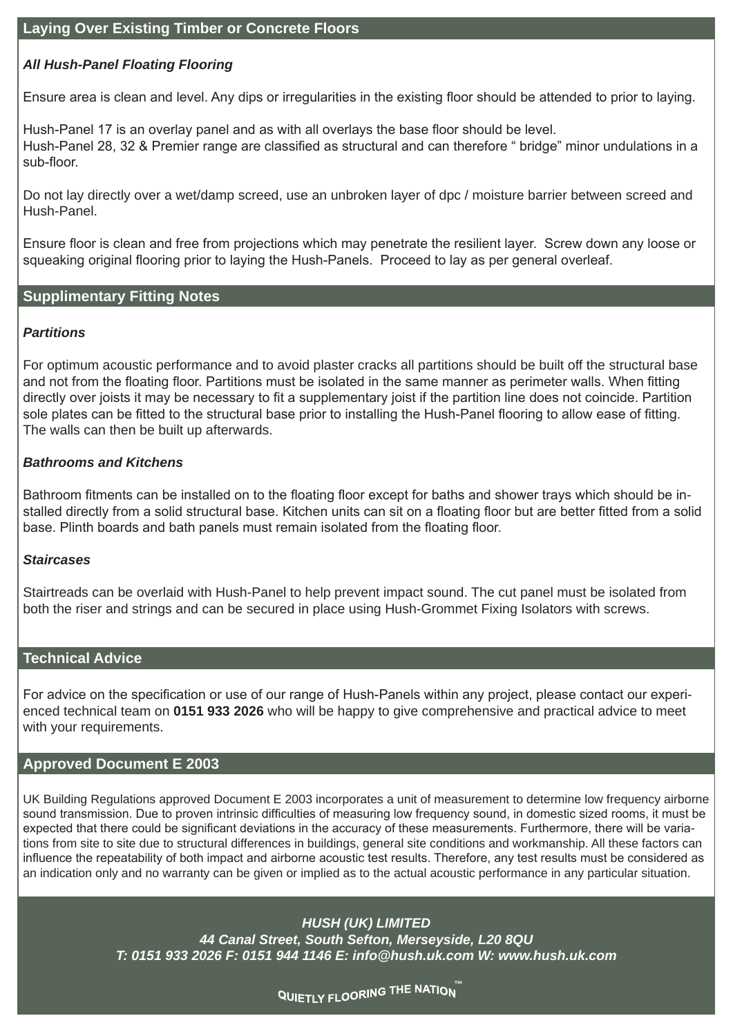## Laying Over Existing Timber or Concrete Floors

### *All Hush-Panel Floating Flooring*

Ensure area is clean and level. Any dips or irregularities in the existing floor should be attended to prior to laying.

Hush-Panel 17 is an overlay panel and as with all overlays the base floor should be level.
Hush-Panel 28, 32 & Premier range are classified as structural and can therefore " bridge" minor undulations in a sub-floor.

Do not lay directly over a wet/damp screed, use an unbroken layer of dpc / moisture barrier between screed and Hush-Panel.

Ensure floor is clean and free from projections which may penetrate the resilient layer. Screw down any loose or squeaking original flooring prior to laying the Hush-Panels. Proceed to lay as per general overleaf.

## Supplimentary Fitting Notes

### *Partitions*

For optimum acoustic performance and to avoid plaster cracks all partitions should be built off the structural base and not from the floating floor. Partitions must be isolated in the same manner as perimeter walls. When fitting directly over joists it may be necessary to fit a supplementary joist if the partition line does not coincide. Partition sole plates can be fitted to the structural base prior to installing the Hush-Panel flooring to allow ease of fitting. The walls can then be built up afterwards.

### *Bathrooms and Kitchens*

Bathroom fitments can be installed on to the floating floor except for baths and shower trays which should be installed directly from a solid structural base. Kitchen units can sit on a floating floor but are better fitted from a solid base. Plinth boards and bath panels must remain isolated from the floating floor.

### *Staircases*

Stairtreads can be overlaid with Hush-Panel to help prevent impact sound. The cut panel must be isolated from both the riser and strings and can be secured in place using Hush-Grommet Fixing Isolators with screws.

## Technical Advice

For advice on the specification or use of our range of Hush-Panels within any project, please contact our experienced technical team on **0151 933 2026** who will be happy to give comprehensive and practical advice to meet with your requirements.

## Approved Document E 2003

UK Building Regulations approved Document E 2003 incorporates a unit of measurement to determine low frequency airborne sound transmission. Due to proven intrinsic difficulties of measuring low frequency sound, in domestic sized rooms, it must be expected that there could be significant deviations in the accuracy of these measurements. Furthermore, there will be variations from site to site due to structural differences in buildings, general site conditions and workmanship. All these factors can influence the repeatability of both impact and airborne acoustic test results. Therefore, any test results must be considered as an indication only and no warranty can be given or implied as to the actual acoustic performance in any particular situation.

***HUSH (UK) LIMITED***
***44 Canal Street, South Sefton, Merseyside, L20 8QU***
***T: 0151 933 2026 F: 0151 944 1146 E: info@hush.uk.com W: www.hush.uk.com***

**QUIETLY FLOORING THE NATION™**